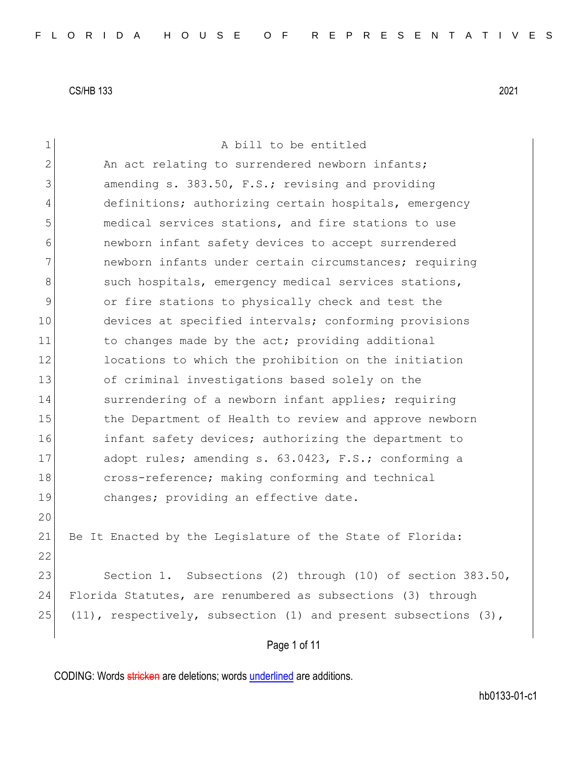CS/HB 133 2021

A bill to be entitled

An act relating to surrendered newborn infants; amending s. 383.50, F.S.; revising and providing definitions; authorizing certain hospitals, emergency medical services stations, and fire stations to use newborn infant safety devices to accept surrendered newborn infants under certain circumstances; requiring such hospitals, emergency medical services stations, or fire stations to physically check and test the devices at specified intervals; conforming provisions to changes made by the act; providing additional locations to which the prohibition on the initiation of criminal investigations based solely on the surrendering of a newborn infant applies; requiring the Department of Health to review and approve newborn infant safety devices; authorizing the department to adopt rules; amending s. 63.0423, F.S.; conforming a cross-reference; making conforming and technical changes; providing an effective date.

Be It Enacted by the Legislature of the State of Florida:

Section 1. Subsections (2) through (10) of section 383.50, Florida Statutes, are renumbered as subsections (3) through (11), respectively, subsection (1) and present subsections (3),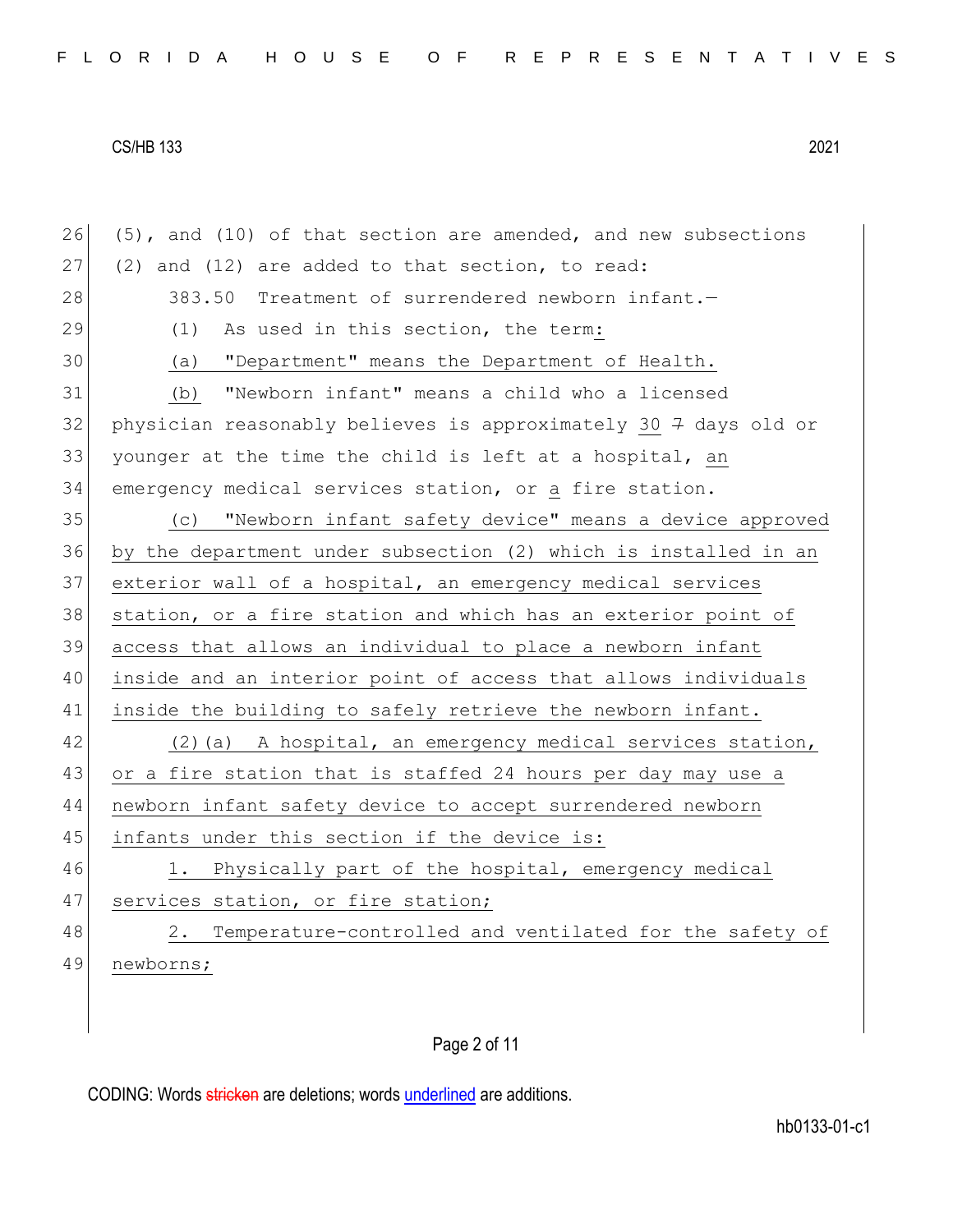(5), and (10) of that section are amended, and new subsections (2) and (12) are added to that section, to read:

383.50 Treatment of surrendered newborn infant.—

(1) As used in this section, the term:

(a) "Department" means the Department of Health.

(b) "Newborn infant" means a child who a licensed physician reasonably believes is approximately 30 ~~7~~ days old or younger at the time the child is left at a hospital, an emergency medical services station, or a fire station.

(c) "Newborn infant safety device" means a device approved by the department under subsection (2) which is installed in an exterior wall of a hospital, an emergency medical services station, or a fire station and which has an exterior point of access that allows an individual to place a newborn infant inside and an interior point of access that allows individuals inside the building to safely retrieve the newborn infant.

(2)(a) A hospital, an emergency medical services station, or a fire station that is staffed 24 hours per day may use a newborn infant safety device to accept surrendered newborn infants under this section if the device is:

1. Physically part of the hospital, emergency medical services station, or fire station;

2. Temperature-controlled and ventilated for the safety of newborns;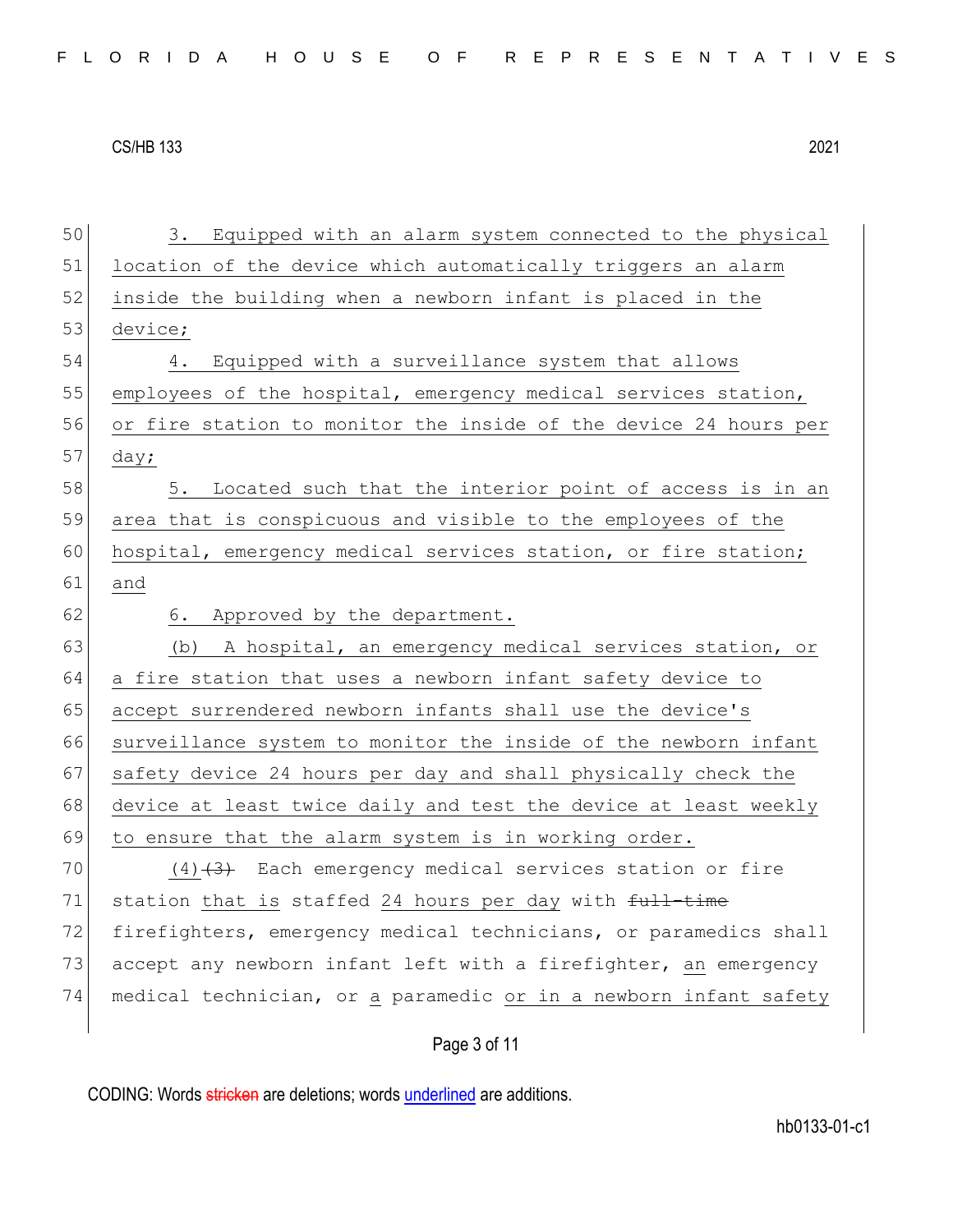3. Equipped with an alarm system connected to the physical location of the device which automatically triggers an alarm inside the building when a newborn infant is placed in the device;

4. Equipped with a surveillance system that allows employees of the hospital, emergency medical services station, or fire station to monitor the inside of the device 24 hours per day;

5. Located such that the interior point of access is in an area that is conspicuous and visible to the employees of the hospital, emergency medical services station, or fire station; and

6. Approved by the department.

(b) A hospital, an emergency medical services station, or a fire station that uses a newborn infant safety device to accept surrendered newborn infants shall use the device's surveillance system to monitor the inside of the newborn infant safety device 24 hours per day and shall physically check the device at least twice daily and test the device at least weekly to ensure that the alarm system is in working order.

(4)~~(3)~~ Each emergency medical services station or fire station that is staffed 24 hours per day with ~~full-time~~ firefighters, emergency medical technicians, or paramedics shall accept any newborn infant left with a firefighter, an emergency medical technician, or a paramedic or in a newborn infant safety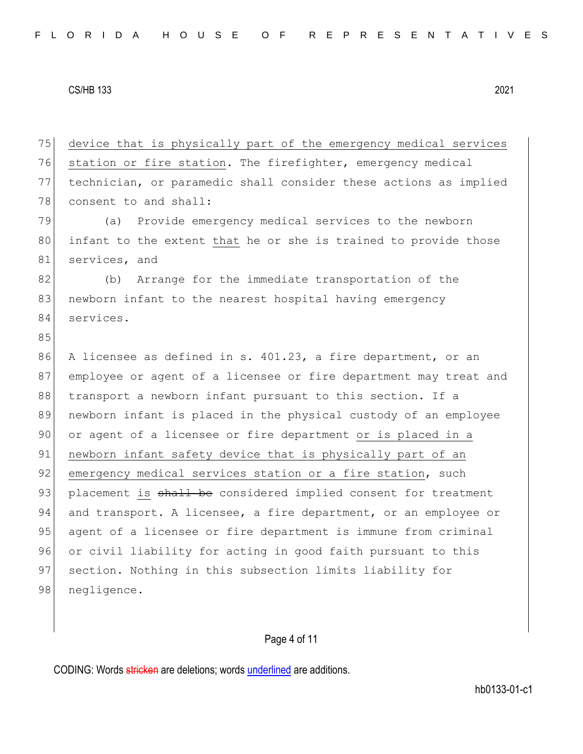device that is physically part of the emergency medical services station or fire station. The firefighter, emergency medical technician, or paramedic shall consider these actions as implied consent to and shall:

(a) Provide emergency medical services to the newborn infant to the extent that he or she is trained to provide those services, and

(b) Arrange for the immediate transportation of the newborn infant to the nearest hospital having emergency services.

A licensee as defined in s. 401.23, a fire department, or an employee or agent of a licensee or fire department may treat and transport a newborn infant pursuant to this section. If a newborn infant is placed in the physical custody of an employee or agent of a licensee or fire department or is placed in a newborn infant safety device that is physically part of an emergency medical services station or a fire station, such placement is ~~shall be~~ considered implied consent for treatment and transport. A licensee, a fire department, or an employee or agent of a licensee or fire department is immune from criminal or civil liability for acting in good faith pursuant to this section. Nothing in this subsection limits liability for negligence.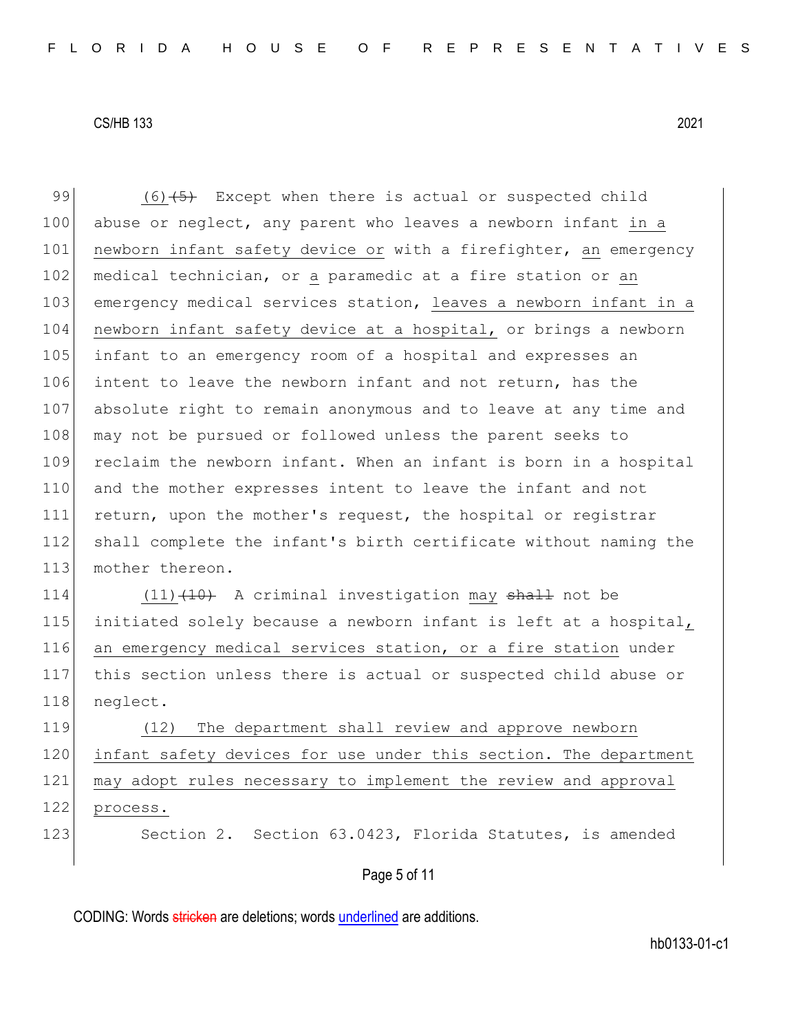(6)~~(5)~~ Except when there is actual or suspected child abuse or neglect, any parent who leaves a newborn infant <u>in a newborn infant safety device or</u> with a firefighter, <u>an</u> emergency medical technician, or <u>a</u> paramedic at a fire station or <u>an</u> emergency medical services station, <u>leaves a newborn infant in a newborn infant safety device at a hospital,</u> or brings a newborn infant to an emergency room of a hospital and expresses an intent to leave the newborn infant and not return, has the absolute right to remain anonymous and to leave at any time and may not be pursued or followed unless the parent seeks to reclaim the newborn infant. When an infant is born in a hospital and the mother expresses intent to leave the infant and not return, upon the mother's request, the hospital or registrar shall complete the infant's birth certificate without naming the mother thereon.

(11)~~(10)~~ A criminal investigation <u>may</u> ~~shall~~ not be initiated solely because a newborn infant is left at a hospital<u>, an emergency medical services station, or a fire station</u> under this section unless there is actual or suspected child abuse or neglect.

<u>(12) The department shall review and approve newborn infant safety devices for use under this section. The department may adopt rules necessary to implement the review and approval process.</u>

Section 2. Section 63.0423, Florida Statutes, is amended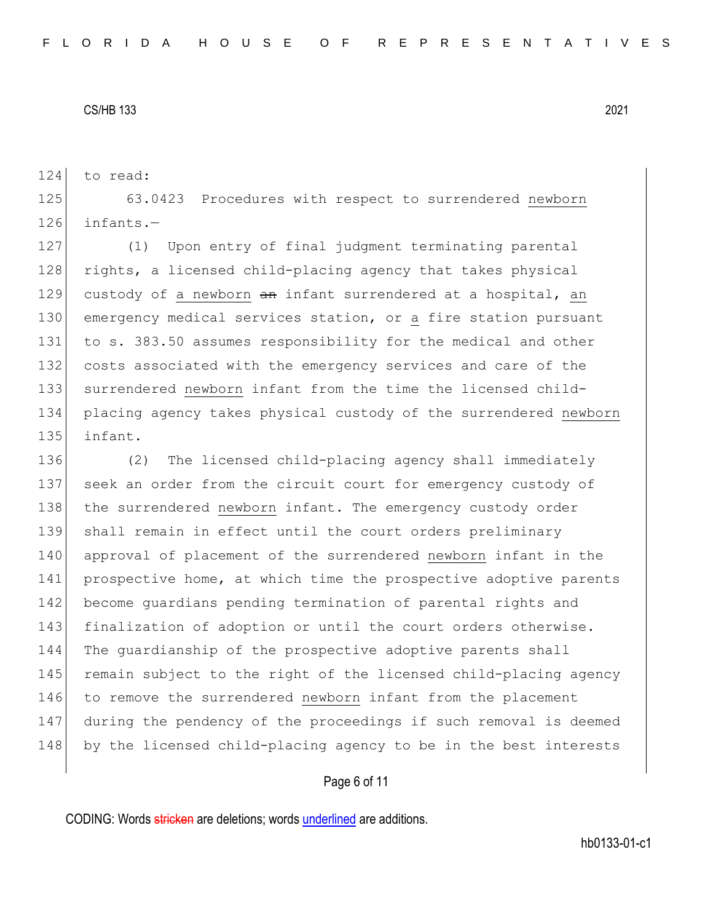to read:

63.0423 Procedures with respect to surrendered newborn infants.—

(1) Upon entry of final judgment terminating parental rights, a licensed child-placing agency that takes physical custody of a newborn ~~an~~ infant surrendered at a hospital, an emergency medical services station, or a fire station pursuant to s. 383.50 assumes responsibility for the medical and other costs associated with the emergency services and care of the surrendered newborn infant from the time the licensed child-placing agency takes physical custody of the surrendered newborn infant.

(2) The licensed child-placing agency shall immediately seek an order from the circuit court for emergency custody of the surrendered newborn infant. The emergency custody order shall remain in effect until the court orders preliminary approval of placement of the surrendered newborn infant in the prospective home, at which time the prospective adoptive parents become guardians pending termination of parental rights and finalization of adoption or until the court orders otherwise. The guardianship of the prospective adoptive parents shall remain subject to the right of the licensed child-placing agency to remove the surrendered newborn infant from the placement during the pendency of the proceedings if such removal is deemed by the licensed child-placing agency to be in the best interests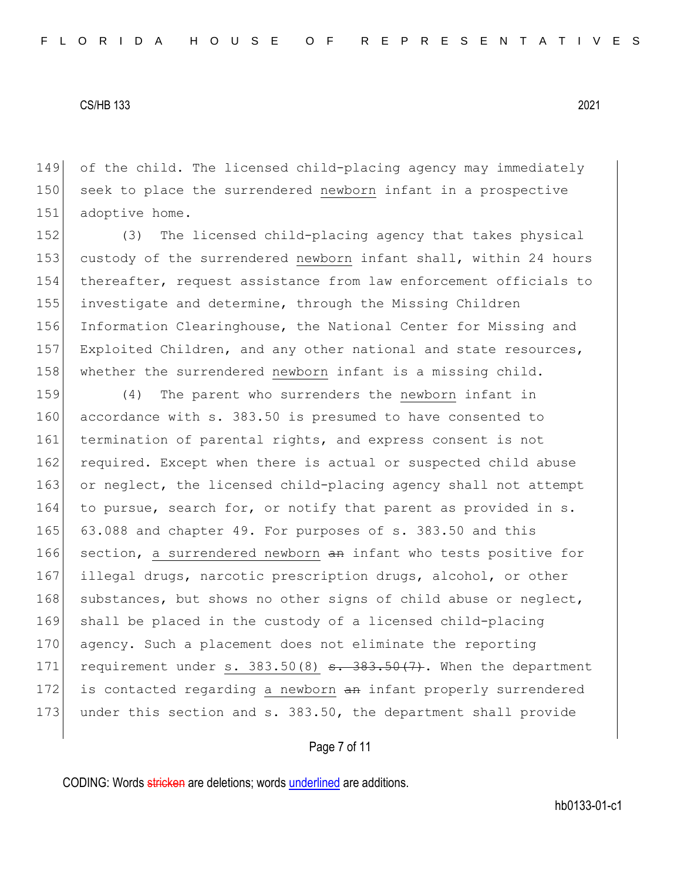of the child. The licensed child-placing agency may immediately seek to place the surrendered <u>newborn</u> infant in a prospective adoptive home.

(3) The licensed child-placing agency that takes physical custody of the surrendered <u>newborn</u> infant shall, within 24 hours thereafter, request assistance from law enforcement officials to investigate and determine, through the Missing Children Information Clearinghouse, the National Center for Missing and Exploited Children, and any other national and state resources, whether the surrendered <u>newborn</u> infant is a missing child.

(4) The parent who surrenders the <u>newborn</u> infant in accordance with s. 383.50 is presumed to have consented to termination of parental rights, and express consent is not required. Except when there is actual or suspected child abuse or neglect, the licensed child-placing agency shall not attempt to pursue, search for, or notify that parent as provided in s. 63.088 and chapter 49. For purposes of s. 383.50 and this section, <u>a surrendered newborn</u> ~~an~~ infant who tests positive for illegal drugs, narcotic prescription drugs, alcohol, or other substances, but shows no other signs of child abuse or neglect, shall be placed in the custody of a licensed child-placing agency. Such a placement does not eliminate the reporting requirement under <u>s. 383.50(8)</u> ~~s. 383.50(7)~~. When the department is contacted regarding <u>a newborn</u> ~~an~~ infant properly surrendered under this section and s. 383.50, the department shall provide

CODING: Words ~~stricken~~ are deletions; words <u>underlined</u> are additions.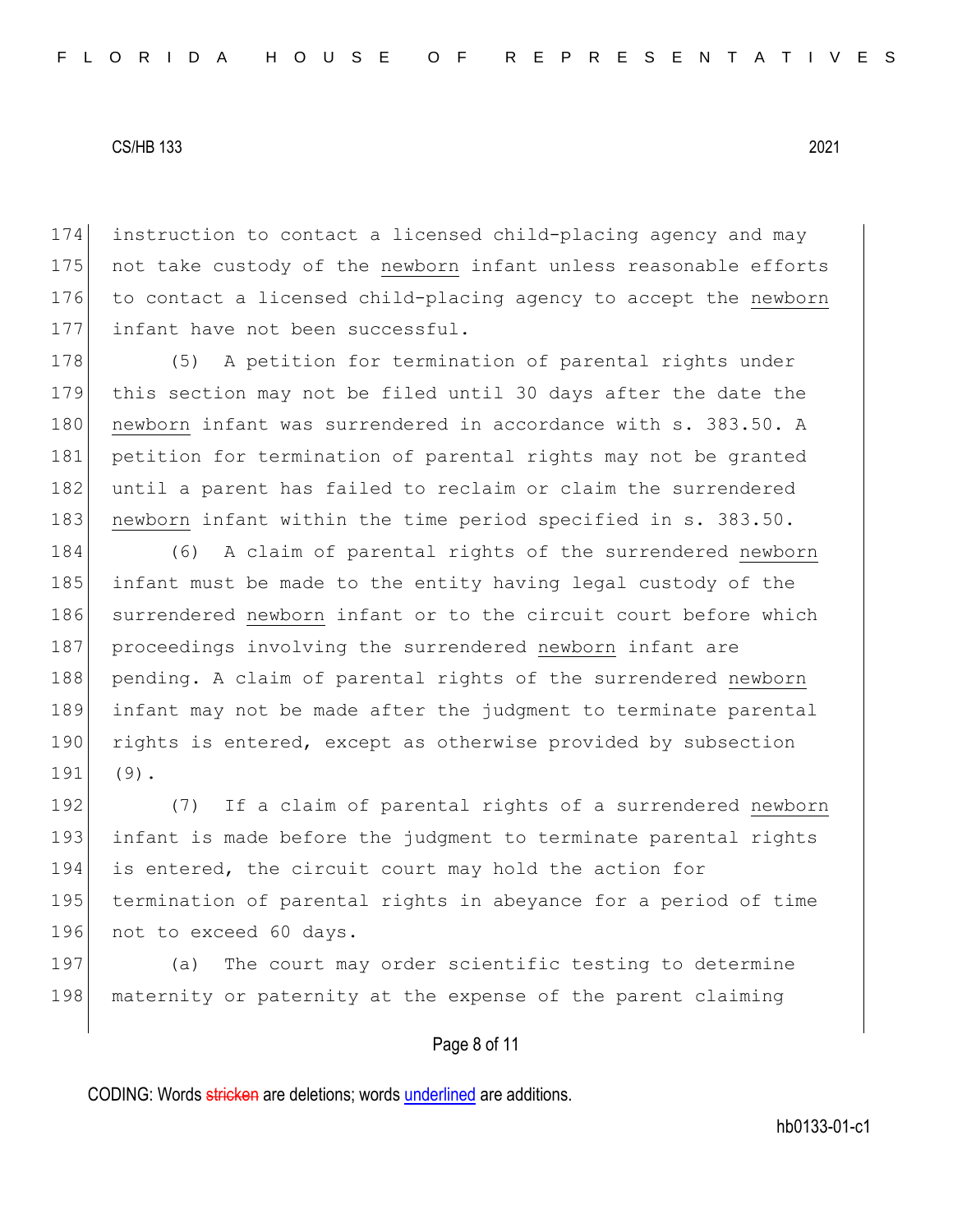174 instruction to contact a licensed child-placing agency and may
175 not take custody of the newborn infant unless reasonable efforts
176 to contact a licensed child-placing agency to accept the newborn
177 infant have not been successful.

178 (5) A petition for termination of parental rights under
179 this section may not be filed until 30 days after the date the
180 newborn infant was surrendered in accordance with s. 383.50. A
181 petition for termination of parental rights may not be granted
182 until a parent has failed to reclaim or claim the surrendered
183 newborn infant within the time period specified in s. 383.50.

184 (6) A claim of parental rights of the surrendered newborn
185 infant must be made to the entity having legal custody of the
186 surrendered newborn infant or to the circuit court before which
187 proceedings involving the surrendered newborn infant are
188 pending. A claim of parental rights of the surrendered newborn
189 infant may not be made after the judgment to terminate parental
190 rights is entered, except as otherwise provided by subsection
191 (9).

192 (7) If a claim of parental rights of a surrendered newborn
193 infant is made before the judgment to terminate parental rights
194 is entered, the circuit court may hold the action for
195 termination of parental rights in abeyance for a period of time
196 not to exceed 60 days.

197 (a) The court may order scientific testing to determine
198 maternity or paternity at the expense of the parent claiming

CODING: Words stricken are deletions; words underlined are additions.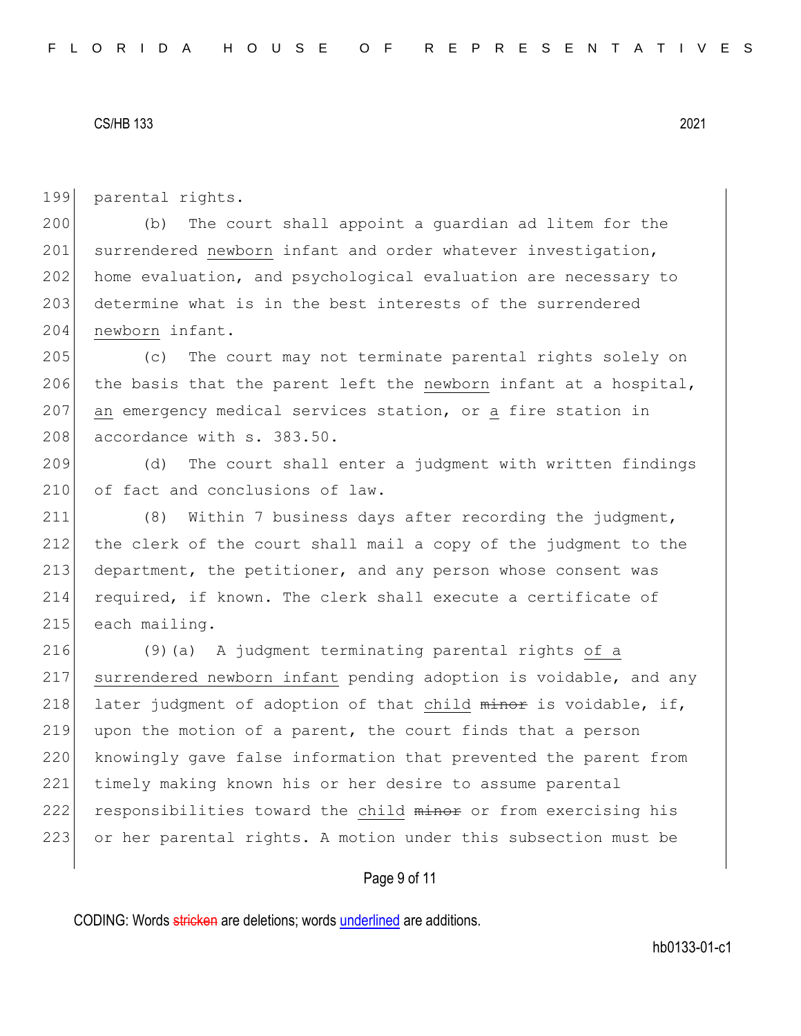parental rights.

(b) The court shall appoint a guardian ad litem for the surrendered newborn infant and order whatever investigation, home evaluation, and psychological evaluation are necessary to determine what is in the best interests of the surrendered newborn infant.

(c) The court may not terminate parental rights solely on the basis that the parent left the newborn infant at a hospital, an emergency medical services station, or a fire station in accordance with s. 383.50.

(d) The court shall enter a judgment with written findings of fact and conclusions of law.

(8) Within 7 business days after recording the judgment, the clerk of the court shall mail a copy of the judgment to the department, the petitioner, and any person whose consent was required, if known. The clerk shall execute a certificate of each mailing.

(9)(a) A judgment terminating parental rights of a surrendered newborn infant pending adoption is voidable, and any later judgment of adoption of that child ~~minor~~ is voidable, if, upon the motion of a parent, the court finds that a person knowingly gave false information that prevented the parent from timely making known his or her desire to assume parental responsibilities toward the child ~~minor~~ or from exercising his or her parental rights. A motion under this subsection must be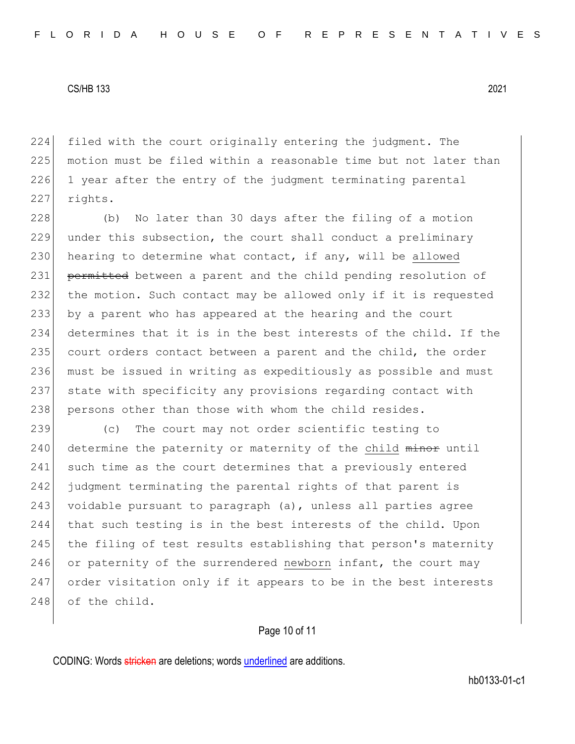filed with the court originally entering the judgment. The motion must be filed within a reasonable time but not later than 1 year after the entry of the judgment terminating parental rights.

(b) No later than 30 days after the filing of a motion under this subsection, the court shall conduct a preliminary hearing to determine what contact, if any, will be allowed ~~permitted~~ between a parent and the child pending resolution of the motion. Such contact may be allowed only if it is requested by a parent who has appeared at the hearing and the court determines that it is in the best interests of the child. If the court orders contact between a parent and the child, the order must be issued in writing as expeditiously as possible and must state with specificity any provisions regarding contact with persons other than those with whom the child resides.

(c) The court may not order scientific testing to determine the paternity or maternity of the child ~~minor~~ until such time as the court determines that a previously entered judgment terminating the parental rights of that parent is voidable pursuant to paragraph (a), unless all parties agree that such testing is in the best interests of the child. Upon the filing of test results establishing that person's maternity or paternity of the surrendered newborn infant, the court may order visitation only if it appears to be in the best interests of the child.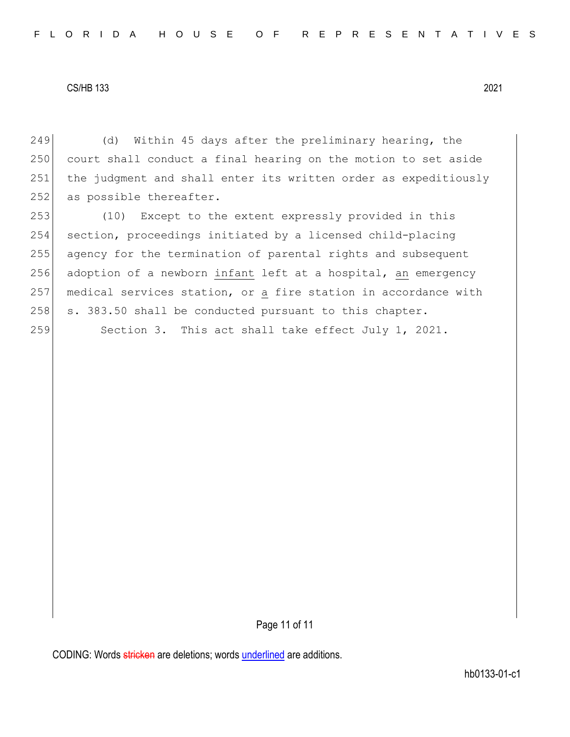249 (d) Within 45 days after the preliminary hearing, the
250 court shall conduct a final hearing on the motion to set aside
251 the judgment and shall enter its written order as expeditiously
252 as possible thereafter.

253 (10) Except to the extent expressly provided in this
254 section, proceedings initiated by a licensed child-placing
255 agency for the termination of parental rights and subsequent
256 adoption of a newborn <u>infant</u> left at a hospital, <u>an</u> emergency
257 medical services station, or <u>a</u> fire station in accordance with
258 s. 383.50 shall be conducted pursuant to this chapter.

259 Section 3. This act shall take effect July 1, 2021.

CODING: Words ~~stricken~~ are deletions; words <u>underlined</u> are additions.